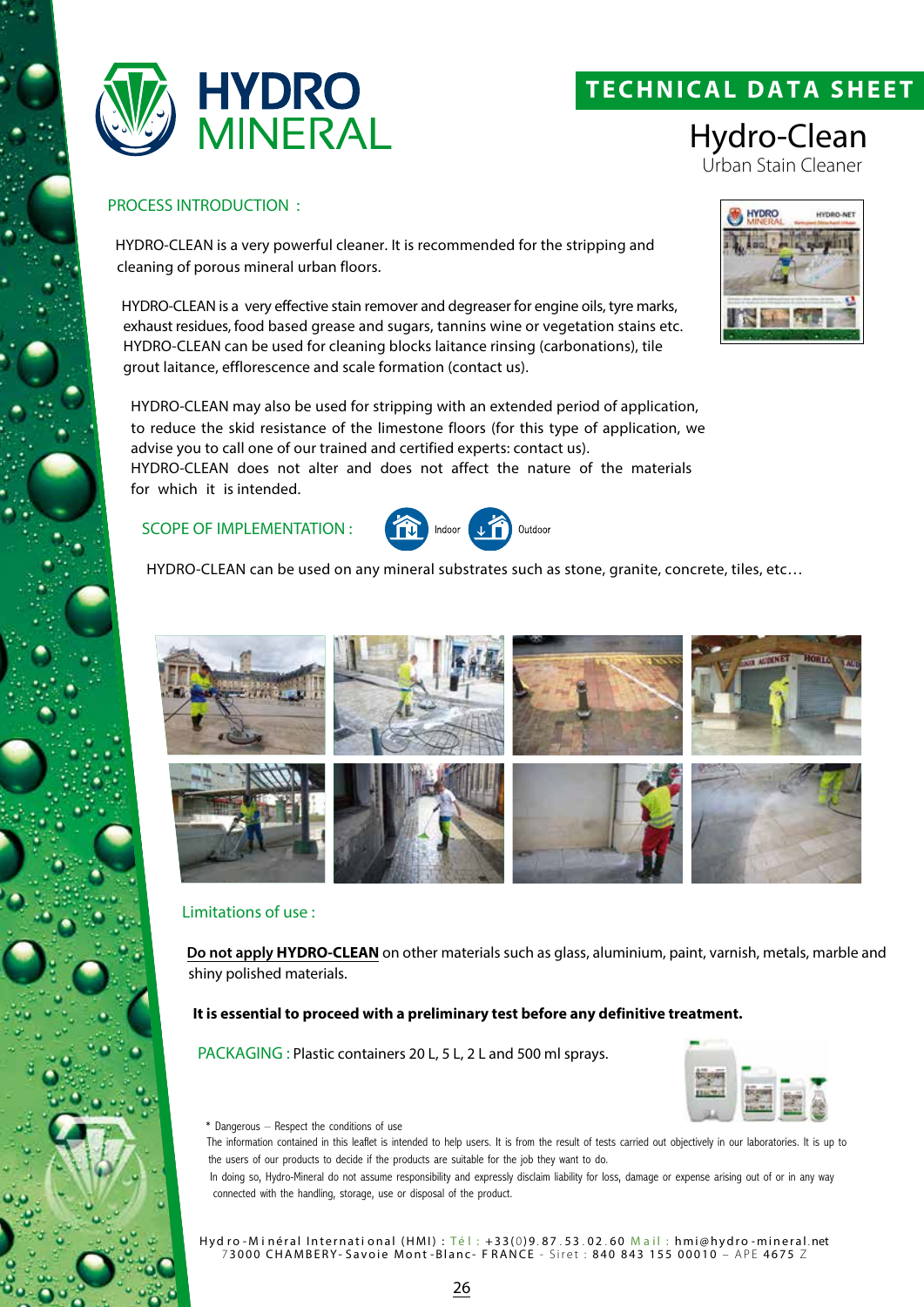# HYDRO MINERAL

## TECHNICAL DATA SHEET

# Hydro-Clean

Urban Stain Cleaner

### PROCESS INTRODUCTION :

HYDRO-CLEAN is a very powerful cleaner. It is recommended for the stripping and cleaning of porous mineral urban floors.

HYDRO-CLEAN is a very effective stain remover and degreaser for engine oils, tyre marks, exhaust residues, food based grease and sugars, tannins wine or vegetation stains etc. HYDRO-CLEAN can be used for cleaning blocks laitance rinsing (carbonations), tile grout laitance, efflorescence and scale formation (contact us).

HYDRO-CLEAN may also be used for stripping with an extended period of application, to reduce the skid resistance of the limestone floors (for this type of application, we advise you to call one of our trained and certified experts: contact us).
HYDRO-CLEAN does not alter and does not affect the nature of the materials for which it is intended.

### SCOPE OF IMPLEMENTATION :

Indoor Outdoor

HYDRO-CLEAN can be used on any mineral substrates such as stone, granite, concrete, tiles, etc…

### Limitations of use :

**Do not apply HYDRO-CLEAN** on other materials such as glass, aluminium, paint, varnish, metals, marble and shiny polished materials.

**It is essential to proceed with a preliminary test before any definitive treatment.**

**PACKAGING :** Plastic containers 20 L, 5 L, 2 L and 500 ml sprays.

\* Dangerous – Respect the conditions of use
The information contained in this leaflet is intended to help users. It is from the result of tests carried out objectively in our laboratories. It is up to the users of our products to decide if the products are suitable for the job they want to do.
In doing so, Hydro-Mineral do not assume responsibility and expressly disclaim liability for loss, damage or expense arising out of or in any way connected with the handling, storage, use or disposal of the product.

Hydro-Minéral International (HMI) : Tél : +33(0)9.87.53.02.60 Mail : hmi@hydro-mineral.net
73000 CHAMBERY-Savoie Mont-Blanc- FRANCE - Siret : 840 843 155 00010 – APE 4675 Z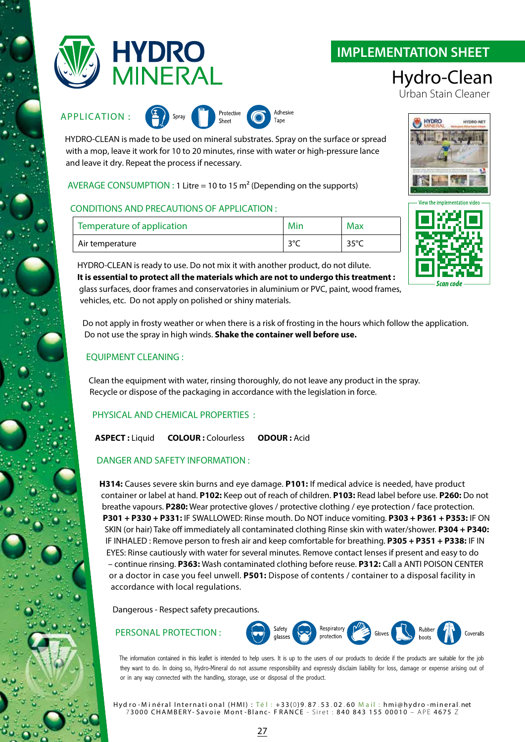# HYDRO MINERAL

## IMPLEMENTATION SHEET

# Hydro-Clean

Urban Stain Cleaner

APPLICATION : Spray Protective Sheet Adhesive Tape

HYDRO-CLEAN is made to be used on mineral substrates. Spray on the surface or spread with a mop, leave it work for 10 to 20 minutes, rinse with water or high-pressure lance and leave it dry. Repeat the process if necessary.

AVERAGE CONSUMPTION : 1 Litre = 10 to 15 m² (Depending on the supports)

View the implementation video

Scan code

### CONDITIONS AND PRECAUTIONS OF APPLICATION :

| Temperature of application | Min | Max |
|---|---|---|
| Air temperature | 3°C | 35°C |

HYDRO-CLEAN is ready to use. Do not mix it with another product, do not dilute.
**It is essential to protect all the materials which are not to undergo this treatment :** glass surfaces, door frames and conservatories in aluminium or PVC, paint, wood frames, vehicles, etc. Do not apply on polished or shiny materials.

Do not apply in frosty weather or when there is a risk of frosting in the hours which follow the application.
Do not use the spray in high winds. **Shake the container well before use.**

### EQUIPMENT CLEANING :

Clean the equipment with water, rinsing thoroughly, do not leave any product in the spray.
Recycle or dispose of the packaging in accordance with the legislation in force.

### PHYSICAL AND CHEMICAL PROPERTIES :

**ASPECT :** Liquid **COLOUR :** Colourless **ODOUR :** Acid

### DANGER AND SAFETY INFORMATION :

**H314:** Causes severe skin burns and eye damage. **P101:** If medical advice is needed, have product container or label at hand. **P102:** Keep out of reach of children. **P103:** Read label before use. **P260:** Do not breathe vapours. **P280:** Wear protective gloves / protective clothing / eye protection / face protection. **P301 + P330 + P331:** IF SWALLOWED: Rinse mouth. Do NOT induce vomiting. **P303 + P361 + P353:** IF ON SKIN (or hair) Take off immediately all contaminated clothing Rinse skin with water/shower. **P304 + P340:** IF INHALED : Remove person to fresh air and keep comfortable for breathing. **P305 + P351 + P338:** IF IN EYES: Rinse cautiously with water for several minutes. Remove contact lenses if present and easy to do – continue rinsing. **P363:** Wash contaminated clothing before reuse. **P312:** Call a ANTI POISON CENTER or a doctor in case you feel unwell. **P501:** Dispose of contents / container to a disposal facility in accordance with local regulations.

Dangerous - Respect safety precautions.

PERSONAL PROTECTION : Safety glasses, Respiratory protection, Gloves, Rubber boots, Coveralls

The information contained in this leaflet is intended to help users. It is up to the users of our products to decide if the products are suitable for the job they want to do. In doing so, Hydro-Mineral do not assume responsibility and expressly disclaim liability for loss, damage or expense arising out of or in any way connected with the handling, storage, use or disposal of the product.

Hydro-Minéral International (HMI) : Tél : +33(0)9.87.53.02.60 Mail : hmi@hydro-mineral.net
73000 CHAMBERY-Savoie Mont-Blanc- FRANCE - Siret : 840 843 155 00010 – APE 4675 Z